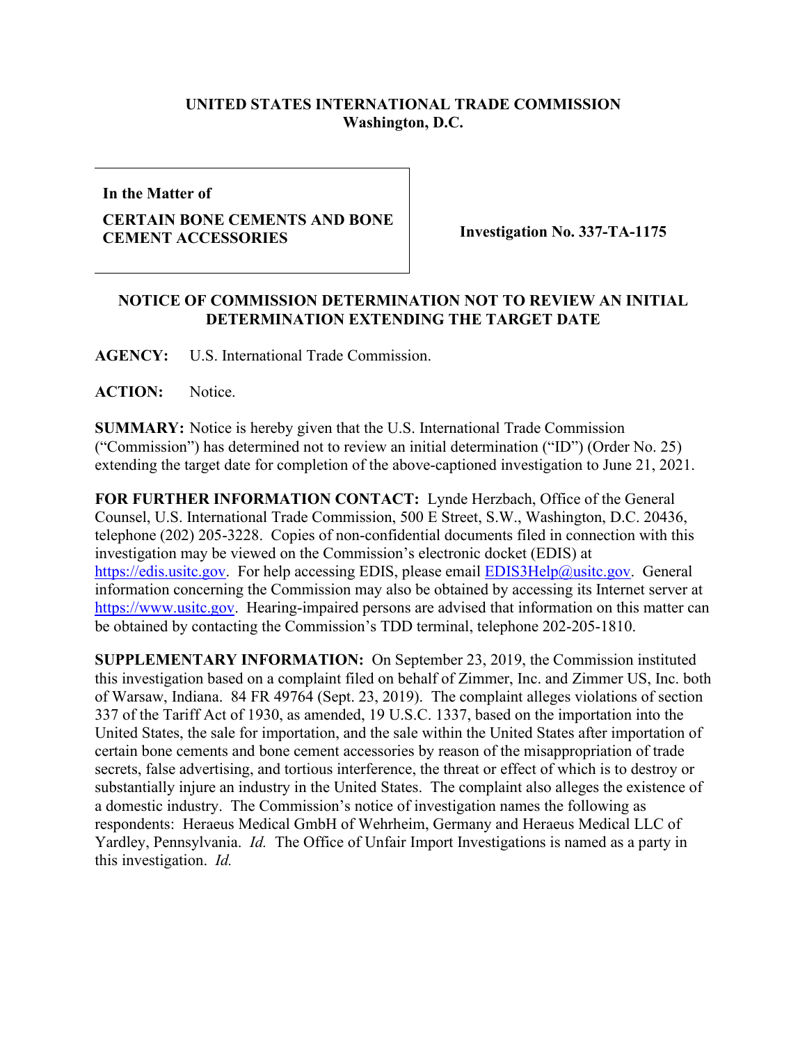**UNITED STATES INTERNATIONAL TRADE COMMISSION**
**Washington, D.C.**

| **In the Matter of**<br><br>**CERTAIN BONE CEMENTS AND BONE CEMENT ACCESSORIES** | **Investigation No. 337-TA-1175** |
|---|---|

**NOTICE OF COMMISSION DETERMINATION NOT TO REVIEW AN INITIAL DETERMINATION EXTENDING THE TARGET DATE**

**AGENCY:** U.S. International Trade Commission.

**ACTION:** Notice.

**SUMMARY:** Notice is hereby given that the U.S. International Trade Commission ("Commission") has determined not to review an initial determination ("ID") (Order No. 25) extending the target date for completion of the above-captioned investigation to June 21, 2021.

**FOR FURTHER INFORMATION CONTACT:** Lynde Herzbach, Office of the General Counsel, U.S. International Trade Commission, 500 E Street, S.W., Washington, D.C. 20436, telephone (202) 205-3228. Copies of non-confidential documents filed in connection with this investigation may be viewed on the Commission's electronic docket (EDIS) at https://edis.usitc.gov. For help accessing EDIS, please email EDIS3Help@usitc.gov. General information concerning the Commission may also be obtained by accessing its Internet server at https://www.usitc.gov. Hearing-impaired persons are advised that information on this matter can be obtained by contacting the Commission's TDD terminal, telephone 202-205-1810.

**SUPPLEMENTARY INFORMATION:** On September 23, 2019, the Commission instituted this investigation based on a complaint filed on behalf of Zimmer, Inc. and Zimmer US, Inc. both of Warsaw, Indiana. 84 FR 49764 (Sept. 23, 2019). The complaint alleges violations of section 337 of the Tariff Act of 1930, as amended, 19 U.S.C. 1337, based on the importation into the United States, the sale for importation, and the sale within the United States after importation of certain bone cements and bone cement accessories by reason of the misappropriation of trade secrets, false advertising, and tortious interference, the threat or effect of which is to destroy or substantially injure an industry in the United States. The complaint also alleges the existence of a domestic industry. The Commission's notice of investigation names the following as respondents: Heraeus Medical GmbH of Wehrheim, Germany and Heraeus Medical LLC of Yardley, Pennsylvania. *Id.* The Office of Unfair Import Investigations is named as a party in this investigation. *Id.*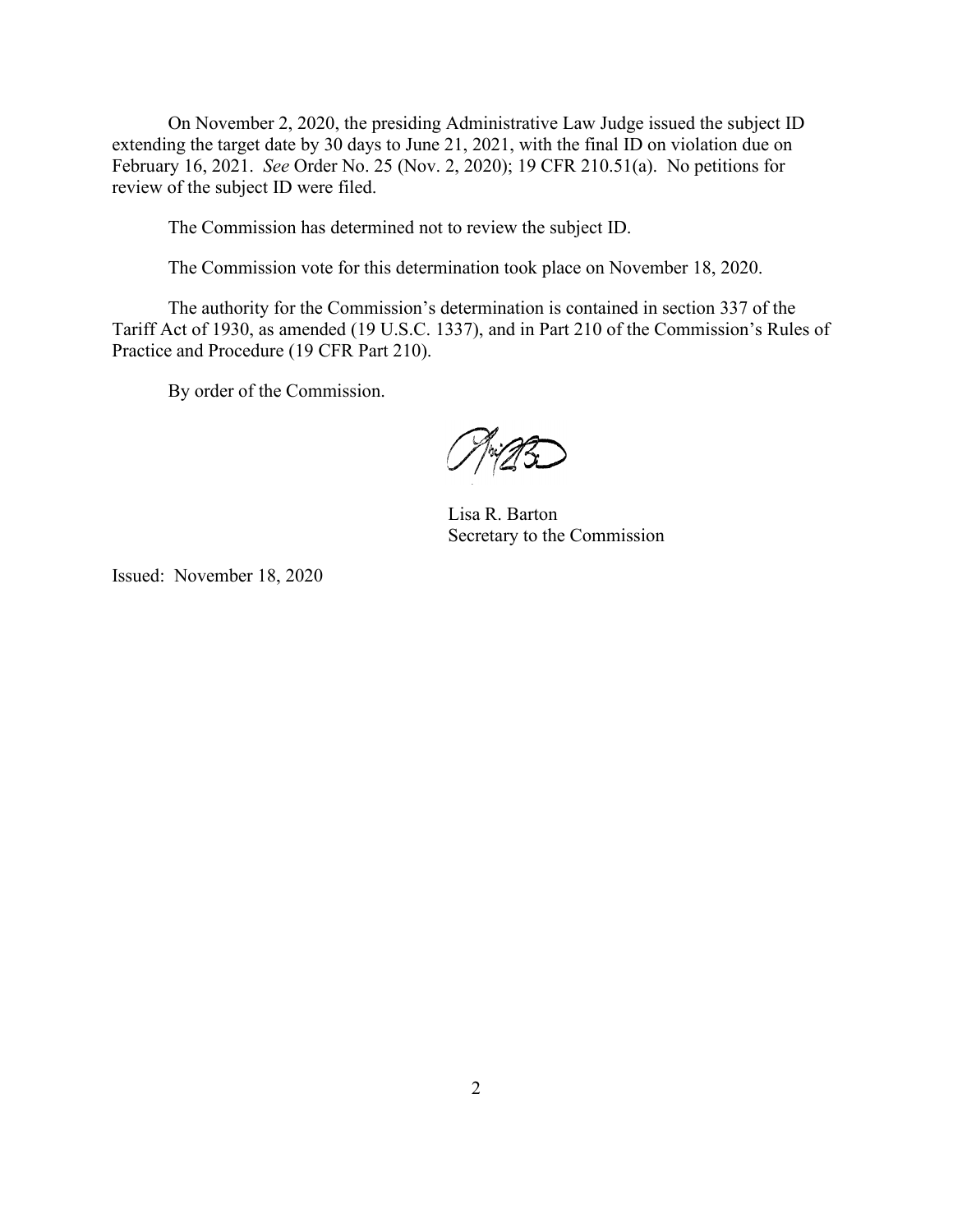On November 2, 2020, the presiding Administrative Law Judge issued the subject ID extending the target date by 30 days to June 21, 2021, with the final ID on violation due on February 16, 2021. *See* Order No. 25 (Nov. 2, 2020); 19 CFR 210.51(a). No petitions for review of the subject ID were filed.

The Commission has determined not to review the subject ID.

The Commission vote for this determination took place on November 18, 2020.

The authority for the Commission's determination is contained in section 337 of the Tariff Act of 1930, as amended (19 U.S.C. 1337), and in Part 210 of the Commission's Rules of Practice and Procedure (19 CFR Part 210).

By order of the Commission.

Lisa R. Barton
Secretary to the Commission

Issued: November 18, 2020